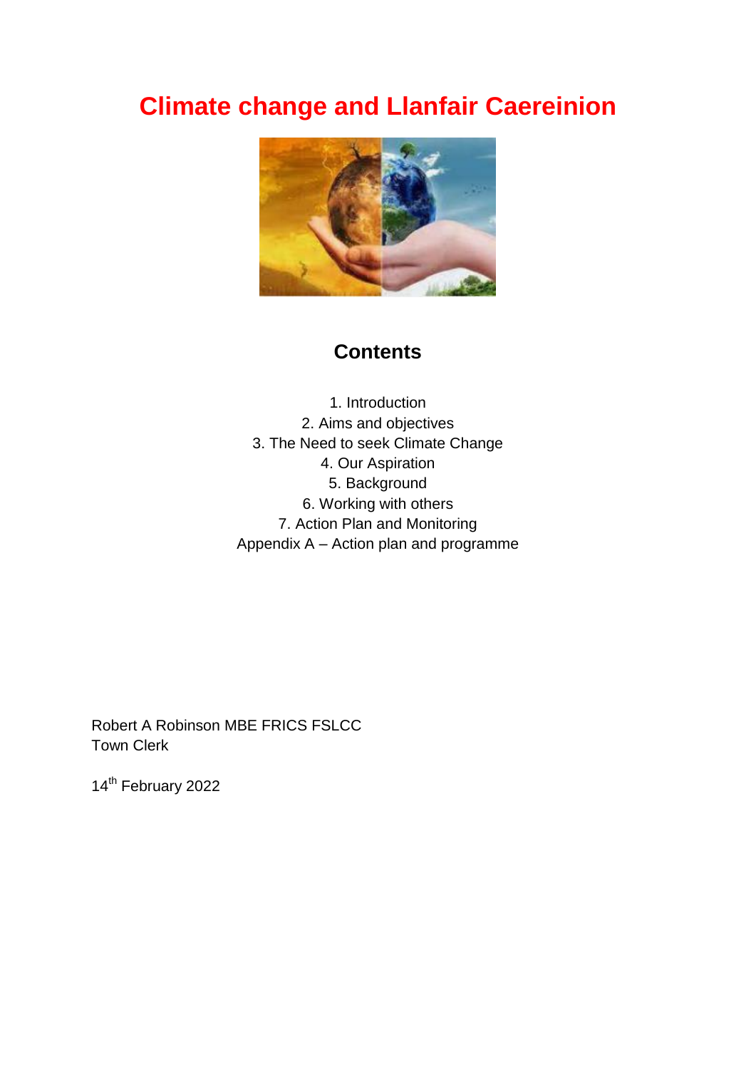# Climate change and Llanfair Caereinion

## Contents

1. Introduction
2. Aims and objectives
3. The Need to seek Climate Change
4. Our Aspiration
5. Background
6. Working with others
7. Action Plan and Monitoring

Appendix A – Action plan and programme

Robert A Robinson MBE FRICS FSLCC
Town Clerk

14th February 2022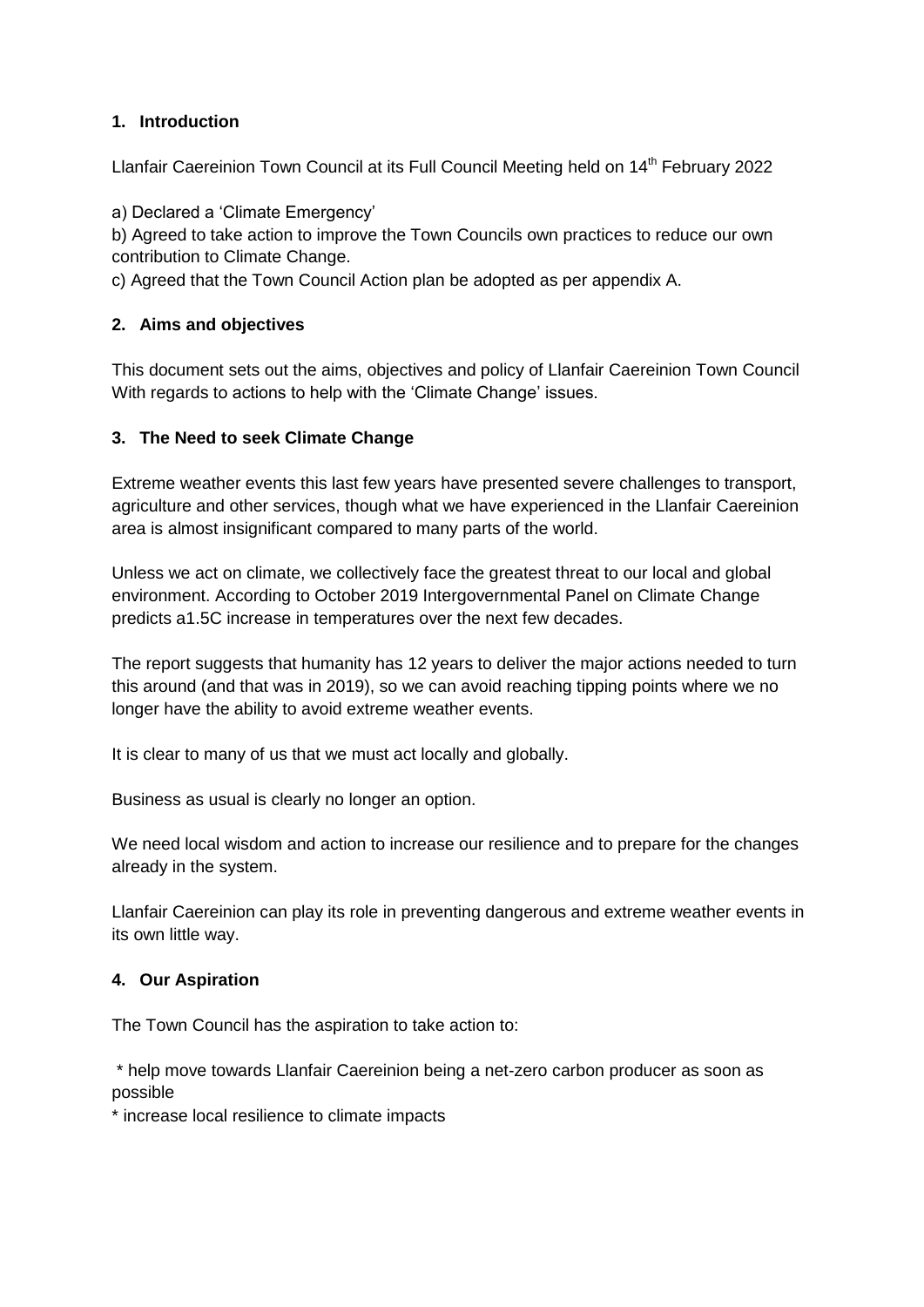## 1. Introduction

Llanfair Caereinion Town Council at its Full Council Meeting held on 14th February 2022

a) Declared a 'Climate Emergency'

b) Agreed to take action to improve the Town Councils own practices to reduce our own contribution to Climate Change.

c) Agreed that the Town Council Action plan be adopted as per appendix A.

## 2. Aims and objectives

This document sets out the aims, objectives and policy of Llanfair Caereinion Town Council With regards to actions to help with the 'Climate Change' issues.

## 3. The Need to seek Climate Change

Extreme weather events this last few years have presented severe challenges to transport, agriculture and other services, though what we have experienced in the Llanfair Caereinion area is almost insignificant compared to many parts of the world.

Unless we act on climate, we collectively face the greatest threat to our local and global environment. According to October 2019 Intergovernmental Panel on Climate Change predicts a1.5C increase in temperatures over the next few decades.

The report suggests that humanity has 12 years to deliver the major actions needed to turn this around (and that was in 2019), so we can avoid reaching tipping points where we no longer have the ability to avoid extreme weather events.

It is clear to many of us that we must act locally and globally.

Business as usual is clearly no longer an option.

We need local wisdom and action to increase our resilience and to prepare for the changes already in the system.

Llanfair Caereinion can play its role in preventing dangerous and extreme weather events in its own little way.

## 4. Our Aspiration

The Town Council has the aspiration to take action to:

* help move towards Llanfair Caereinion being a net-zero carbon producer as soon as possible
* increase local resilience to climate impacts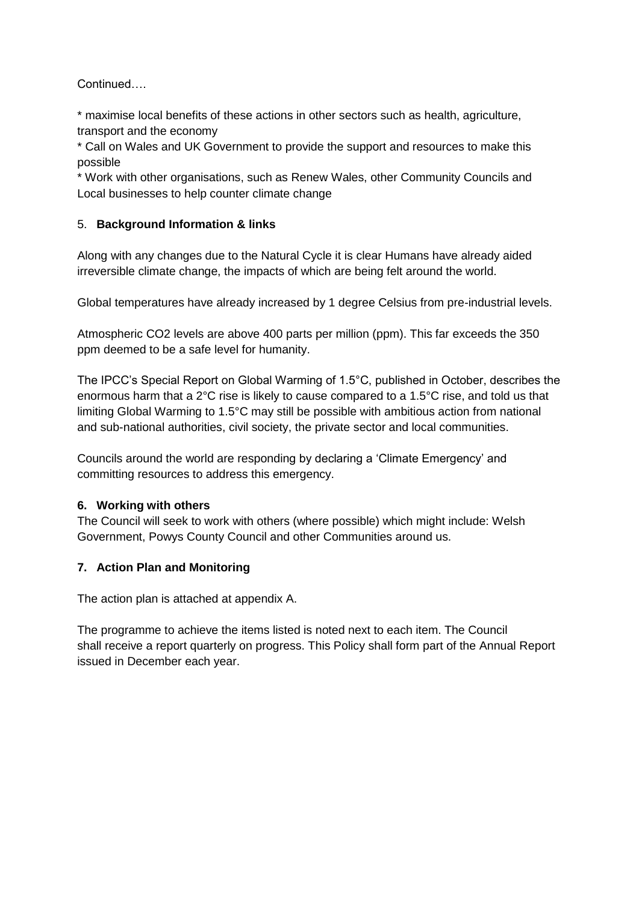Continued….

* maximise local benefits of these actions in other sectors such as health, agriculture, transport and the economy
* Call on Wales and UK Government to provide the support and resources to make this possible
* Work with other organisations, such as Renew Wales, other Community Councils and Local businesses to help counter climate change

## 5. **Background Information & links**

Along with any changes due to the Natural Cycle it is clear Humans have already aided irreversible climate change, the impacts of which are being felt around the world.

Global temperatures have already increased by 1 degree Celsius from pre-industrial levels.

Atmospheric $CO_2$ levels are above 400 parts per million (ppm). This far exceeds the 350 ppm deemed to be a safe level for humanity.

The IPCC's Special Report on Global Warming of 1.5°C, published in October, describes the enormous harm that a 2°C rise is likely to cause compared to a 1.5°C rise, and told us that limiting Global Warming to 1.5°C may still be possible with ambitious action from national and sub-national authorities, civil society, the private sector and local communities.

Councils around the world are responding by declaring a 'Climate Emergency' and committing resources to address this emergency.

## 6. Working with others

The Council will seek to work with others (where possible) which might include: Welsh Government, Powys County Council and other Communities around us.

## 7. Action Plan and Monitoring

The action plan is attached at appendix A.

The programme to achieve the items listed is noted next to each item. The Council shall receive a report quarterly on progress. This Policy shall form part of the Annual Report issued in December each year.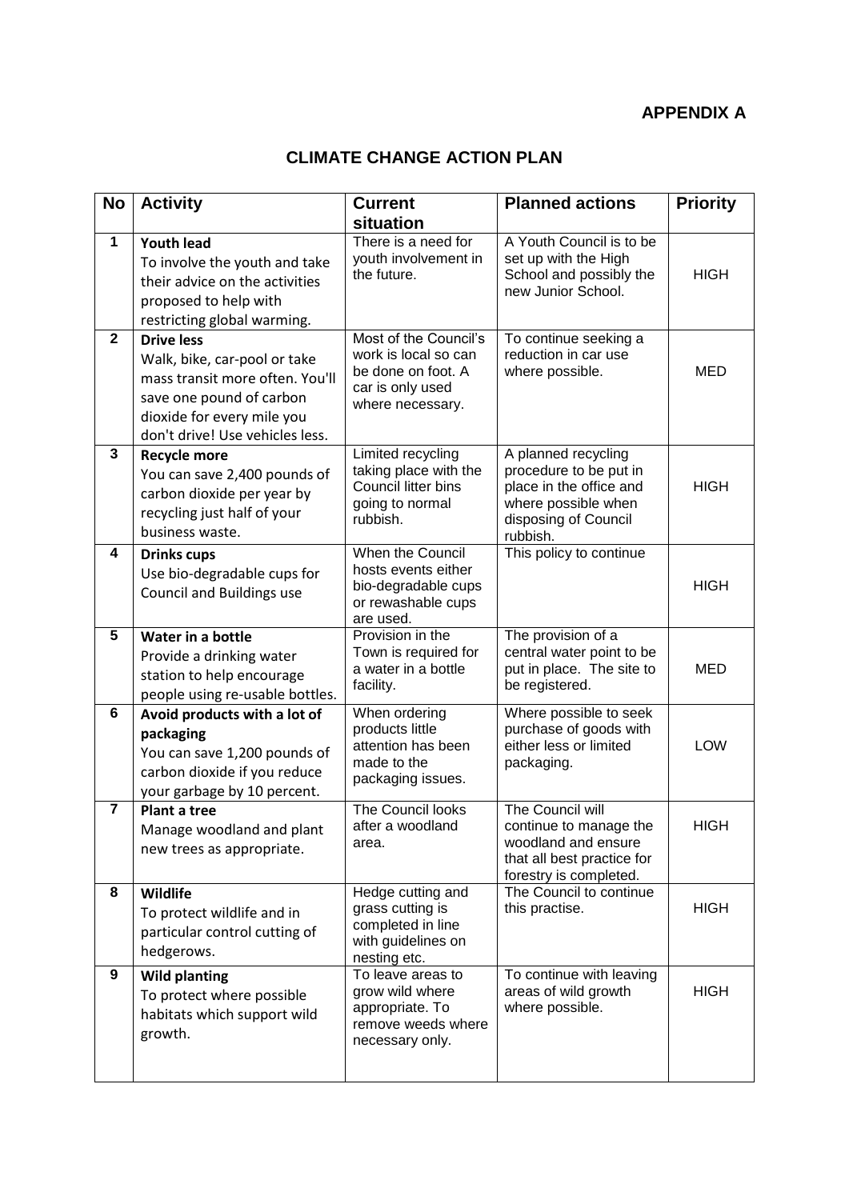**APPENDIX A**

# CLIMATE CHANGE ACTION PLAN

| No | Activity | Current situation | Planned actions | Priority |
|---|---|---|---|---|
| 1 | **Youth lead**<br>To involve the youth and take their advice on the activities proposed to help with restricting global warming. | There is a need for youth involvement in the future. | A Youth Council is to be set up with the High School and possibly the new Junior School. | HIGH |
| 2 | **Drive less**<br>Walk, bike, car-pool or take mass transit more often. You'll save one pound of carbon dioxide for every mile you don't drive! Use vehicles less. | Most of the Council's work is local so can be done on foot. A car is only used where necessary. | To continue seeking a reduction in car use where possible. | MED |
| 3 | **Recycle more**<br>You can save 2,400 pounds of carbon dioxide per year by recycling just half of your business waste. | Limited recycling taking place with the Council litter bins going to normal rubbish. | A planned recycling procedure to be put in place in the office and where possible when disposing of Council rubbish. | HIGH |
| 4 | **Drinks cups**<br>Use bio-degradable cups for Council and Buildings use | When the Council hosts events either bio-degradable cups or rewashable cups are used. | This policy to continue | HIGH |
| 5 | **Water in a bottle**<br>Provide a drinking water station to help encourage people using re-usable bottles. | Provision in the Town is required for a water in a bottle facility. | The provision of a central water point to be put in place. The site to be registered. | MED |
| 6 | **Avoid products with a lot of packaging**<br>You can save 1,200 pounds of carbon dioxide if you reduce your garbage by 10 percent. | When ordering products little attention has been made to the packaging issues. | Where possible to seek purchase of goods with either less or limited packaging. | LOW |
| 7 | **Plant a tree**<br>Manage woodland and plant new trees as appropriate. | The Council looks after a woodland area. | The Council will continue to manage the woodland and ensure that all best practice for forestry is completed. | HIGH |
| 8 | **Wildlife**<br>To protect wildlife and in particular control cutting of hedgerows. | Hedge cutting and grass cutting is completed in line with guidelines on nesting etc. | The Council to continue this practise. | HIGH |
| 9 | **Wild planting**<br>To protect where possible habitats which support wild growth. | To leave areas to grow wild where appropriate. To remove weeds where necessary only. | To continue with leaving areas of wild growth where possible. | HIGH |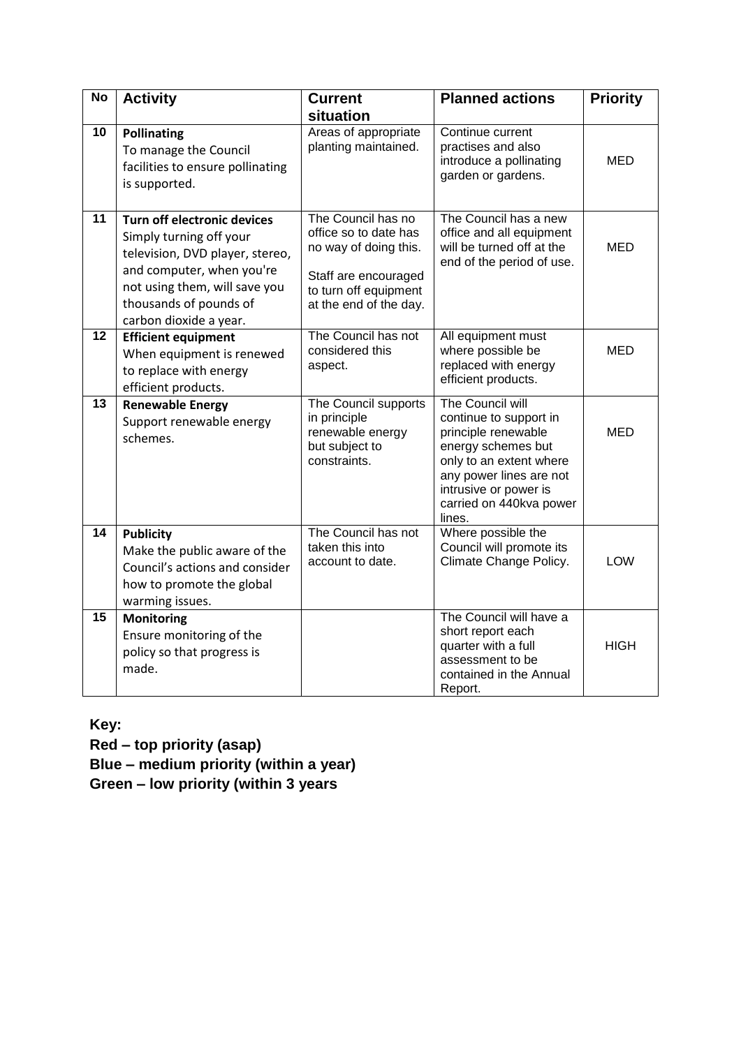| No | Activity | Current situation | Planned actions | Priority |
|---|---|---|---|---|
| 10 | **Pollinating** To manage the Council facilities to ensure pollinating is supported. | Areas of appropriate planting maintained. | Continue current practises and also introduce a pollinating garden or gardens. | MED |
| 11 | **Turn off electronic devices** Simply turning off your television, DVD player, stereo, and computer, when you're not using them, will save you thousands of pounds of carbon dioxide a year. | The Council has no office so to date has no way of doing this. Staff are encouraged to turn off equipment at the end of the day. | The Council has a new office and all equipment will be turned off at the end of the period of use. | MED |
| 12 | **Efficient equipment** When equipment is renewed to replace with energy efficient products. | The Council has not considered this aspect. | All equipment must where possible be replaced with energy efficient products. | MED |
| 13 | **Renewable Energy** Support renewable energy schemes. | The Council supports in principle renewable energy but subject to constraints. | The Council will continue to support in principle renewable energy schemes but only to an extent where any power lines are not intrusive or power is carried on 440kva power lines. | MED |
| 14 | **Publicity** Make the public aware of the Council's actions and consider how to promote the global warming issues. | The Council has not taken this into account to date. | Where possible the Council will promote its Climate Change Policy. | LOW |
| 15 | **Monitoring** Ensure monitoring of the policy so that progress is made. | | The Council will have a short report each quarter with a full assessment to be contained in the Annual Report. | HIGH |

**Key:**
**Red – top priority (asap)**
**Blue – medium priority (within a year)**
**Green – low priority (within 3 years**